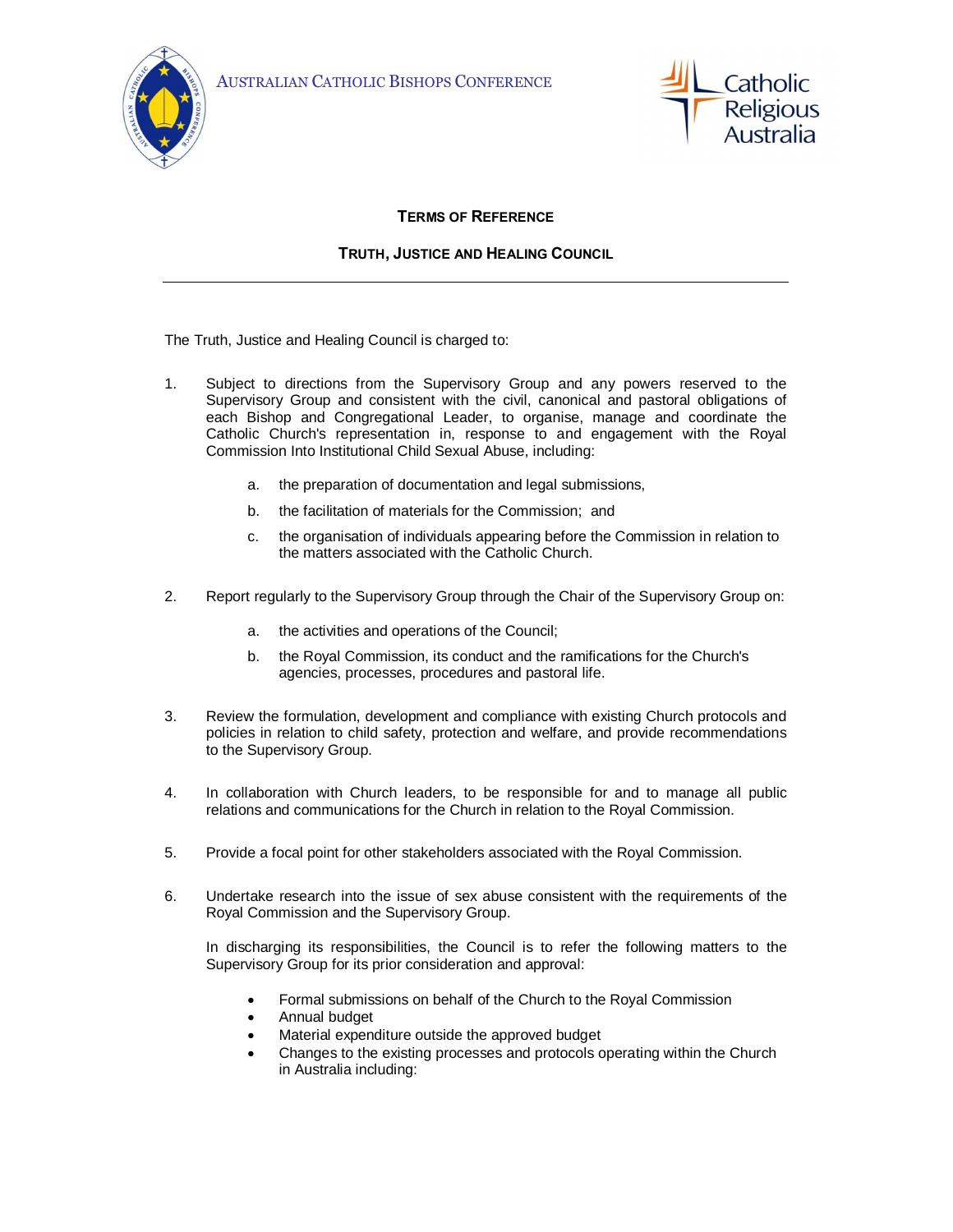AUSTRALIAN CATHOLIC BISHOPS CONFERENCE

Catholic Religious Australia

# TERMS OF REFERENCE

## TRUTH, JUSTICE AND HEALING COUNCIL

---

The Truth, Justice and Healing Council is charged to:

1. Subject to directions from the Supervisory Group and any powers reserved to the Supervisory Group and consistent with the civil, canonical and pastoral obligations of each Bishop and Congregational Leader, to organise, manage and coordinate the Catholic Church's representation in, response to and engagement with the Royal Commission Into Institutional Child Sexual Abuse, including:

   a. the preparation of documentation and legal submissions,

   b. the facilitation of materials for the Commission; and

   c. the organisation of individuals appearing before the Commission in relation to the matters associated with the Catholic Church.

2. Report regularly to the Supervisory Group through the Chair of the Supervisory Group on:

   a. the activities and operations of the Council;

   b. the Royal Commission, its conduct and the ramifications for the Church's agencies, processes, procedures and pastoral life.

3. Review the formulation, development and compliance with existing Church protocols and policies in relation to child safety, protection and welfare, and provide recommendations to the Supervisory Group.

4. In collaboration with Church leaders, to be responsible for and to manage all public relations and communications for the Church in relation to the Royal Commission.

5. Provide a focal point for other stakeholders associated with the Royal Commission.

6. Undertake research into the issue of sex abuse consistent with the requirements of the Royal Commission and the Supervisory Group.

   In discharging its responsibilities, the Council is to refer the following matters to the Supervisory Group for its prior consideration and approval:

   - Formal submissions on behalf of the Church to the Royal Commission
   - Annual budget
   - Material expenditure outside the approved budget
   - Changes to the existing processes and protocols operating within the Church in Australia including: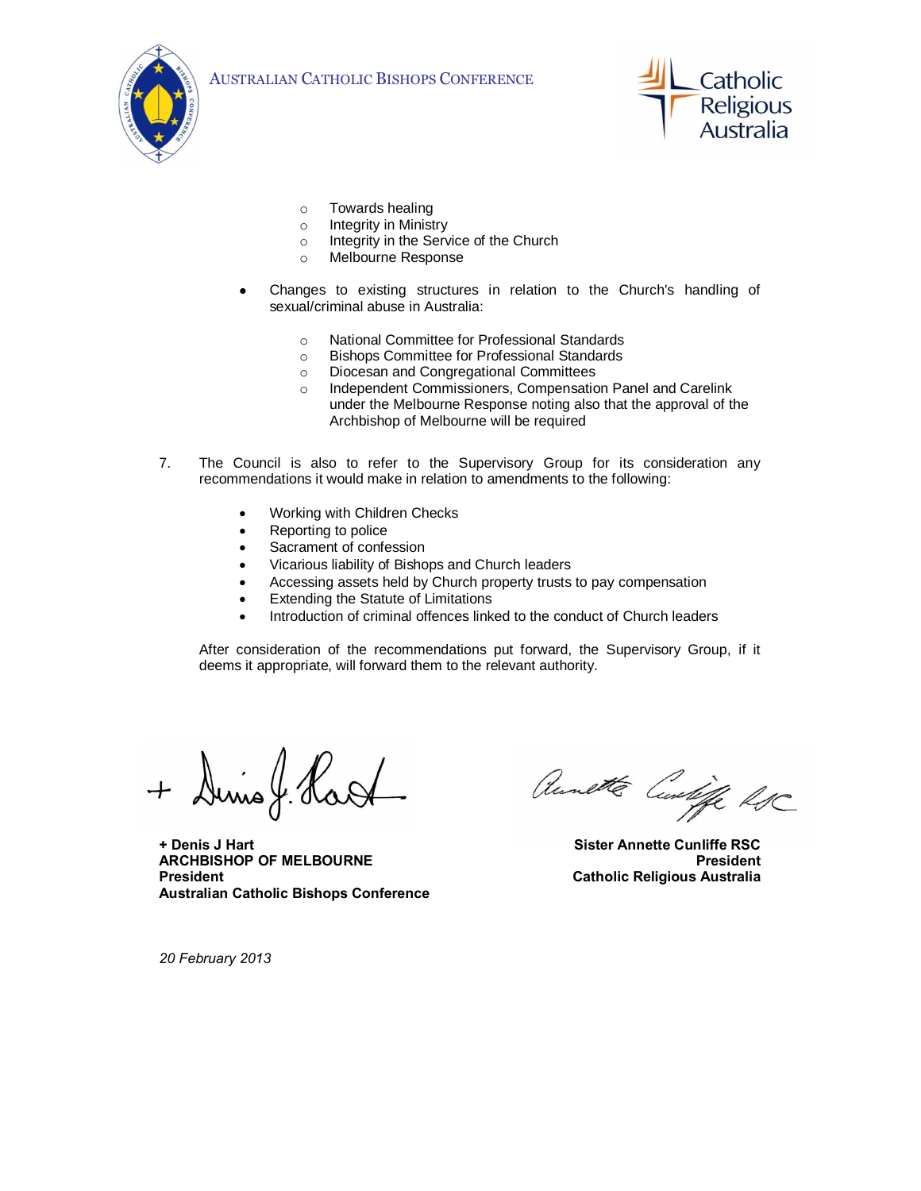- Towards healing
- Integrity in Ministry
- Integrity in the Service of the Church
- Melbourne Response

- Changes to existing structures in relation to the Church's handling of sexual/criminal abuse in Australia:

  - National Committee for Professional Standards
  - Bishops Committee for Professional Standards
  - Diocesan and Congregational Committees
  - Independent Commissioners, Compensation Panel and Carelink under the Melbourne Response noting also that the approval of the Archbishop of Melbourne will be required

7. The Council is also to refer to the Supervisory Group for its consideration any recommendations it would make in relation to amendments to the following:

   - Working with Children Checks
   - Reporting to police
   - Sacrament of confession
   - Vicarious liability of Bishops and Church leaders
   - Accessing assets held by Church property trusts to pay compensation
   - Extending the Statute of Limitations
   - Introduction of criminal offences linked to the conduct of Church leaders

   After consideration of the recommendations put forward, the Supervisory Group, if it deems it appropriate, will forward them to the relevant authority.

**+ Denis J Hart**
**ARCHBISHOP OF MELBOURNE**
**President**
**Australian Catholic Bishops Conference**

**Sister Annette Cunliffe RSC**
**President**
**Catholic Religious Australia**

*20 February 2013*